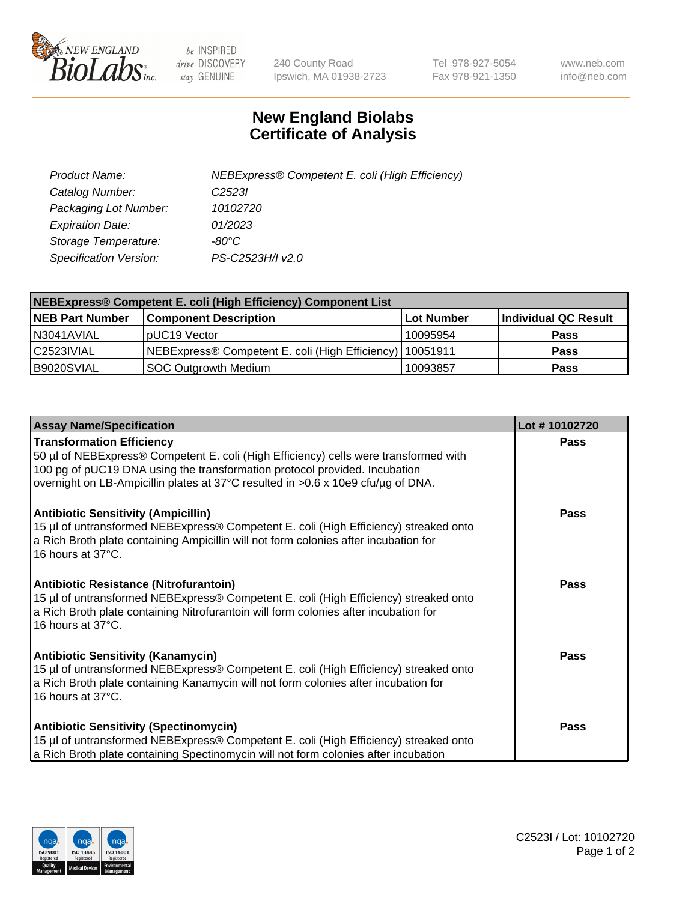New England BioLabs Inc. — be INSPIRED drive DISCOVERY stay GENUINE

240 County Road
Ipswich, MA 01938-2723

Tel 978-927-5054
Fax 978-921-1350

www.neb.com
info@neb.com

# New England Biolabs
# Certificate of Analysis

| | |
|---|---|
| *Product Name:* | *NEBExpress® Competent E. coli (High Efficiency)* |
| *Catalog Number:* | *C2523I* |
| *Packaging Lot Number:* | *10102720* |
| *Expiration Date:* | *01/2023* |
| *Storage Temperature:* | *-80°C* |
| *Specification Version:* | *PS-C2523H/I v2.0* |

**NEBExpress® Competent E. coli (High Efficiency) Component List**

| NEB Part Number | Component Description | Lot Number | Individual QC Result |
|---|---|---|---|
| N3041AVIAL | pUC19 Vector | 10095954 | **Pass** |
| C2523IVIAL | NEBExpress® Competent E. coli (High Efficiency) | 10051911 | **Pass** |
| B9020SVIAL | SOC Outgrowth Medium | 10093857 | **Pass** |

| Assay Name/Specification | Lot # 10102720 |
|---|---|
| **Transformation Efficiency** 50 µl of NEBExpress® Competent E. coli (High Efficiency) cells were transformed with 100 pg of pUC19 DNA using the transformation protocol provided. Incubation overnight on LB-Ampicillin plates at 37°C resulted in >0.6 x 10e9 cfu/µg of DNA. | **Pass** |
| **Antibiotic Sensitivity (Ampicillin)** 15 µl of untransformed NEBExpress® Competent E. coli (High Efficiency) streaked onto a Rich Broth plate containing Ampicillin will not form colonies after incubation for 16 hours at 37°C. | **Pass** |
| **Antibiotic Resistance (Nitrofurantoin)** 15 µl of untransformed NEBExpress® Competent E. coli (High Efficiency) streaked onto a Rich Broth plate containing Nitrofurantoin will form colonies after incubation for 16 hours at 37°C. | **Pass** |
| **Antibiotic Sensitivity (Kanamycin)** 15 µl of untransformed NEBExpress® Competent E. coli (High Efficiency) streaked onto a Rich Broth plate containing Kanamycin will not form colonies after incubation for 16 hours at 37°C. | **Pass** |
| **Antibiotic Sensitivity (Spectinomycin)** 15 µl of untransformed NEBExpress® Competent E. coli (High Efficiency) streaked onto a Rich Broth plate containing Spectinomycin will not form colonies after incubation | **Pass** |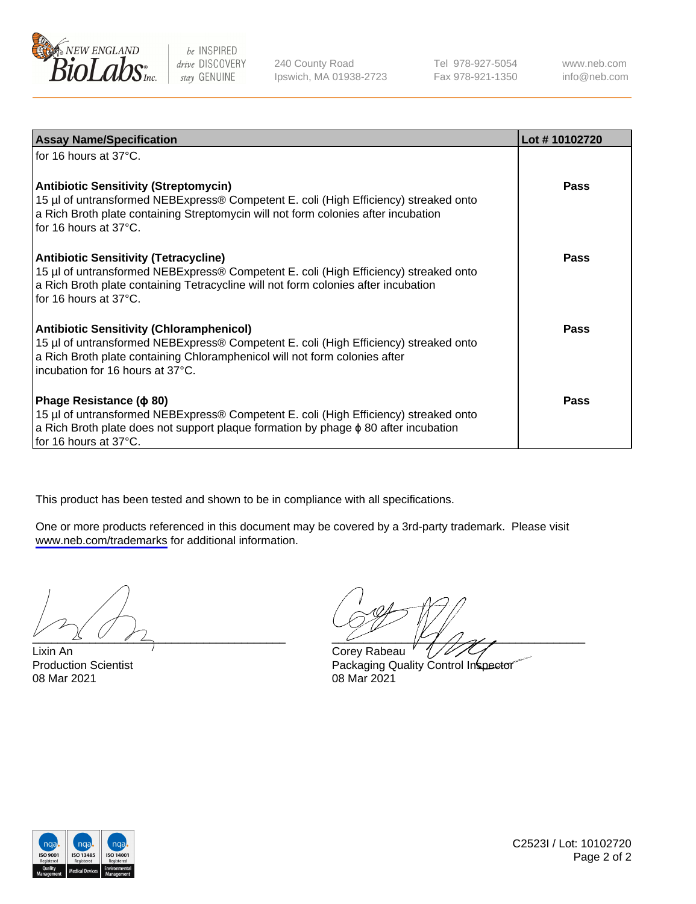| Assay Name/Specification | Lot # 10102720 |
|---|---|
| for 16 hours at 37°C. | |
| **Antibiotic Sensitivity (Streptomycin)**<br>15 µl of untransformed NEBExpress® Competent E. coli (High Efficiency) streaked onto a Rich Broth plate containing Streptomycin will not form colonies after incubation for 16 hours at 37°C. | **Pass** |
| **Antibiotic Sensitivity (Tetracycline)**<br>15 µl of untransformed NEBExpress® Competent E. coli (High Efficiency) streaked onto a Rich Broth plate containing Tetracycline will not form colonies after incubation for 16 hours at 37°C. | **Pass** |
| **Antibiotic Sensitivity (Chloramphenicol)**<br>15 µl of untransformed NEBExpress® Competent E. coli (High Efficiency) streaked onto a Rich Broth plate containing Chloramphenicol will not form colonies after incubation for 16 hours at 37°C. | **Pass** |
| **Phage Resistance (ϕ 80)**<br>15 µl of untransformed NEBExpress® Competent E. coli (High Efficiency) streaked onto a Rich Broth plate does not support plaque formation by phage ϕ 80 after incubation for 16 hours at 37°C. | **Pass** |

This product has been tested and shown to be in compliance with all specifications.

One or more products referenced in this document may be covered by a 3rd-party trademark. Please visit www.neb.com/trademarks for additional information.

Lixin An
Production Scientist
08 Mar 2021

Corey Rabeau
Packaging Quality Control Inspector
08 Mar 2021

C2523I / Lot: 10102720